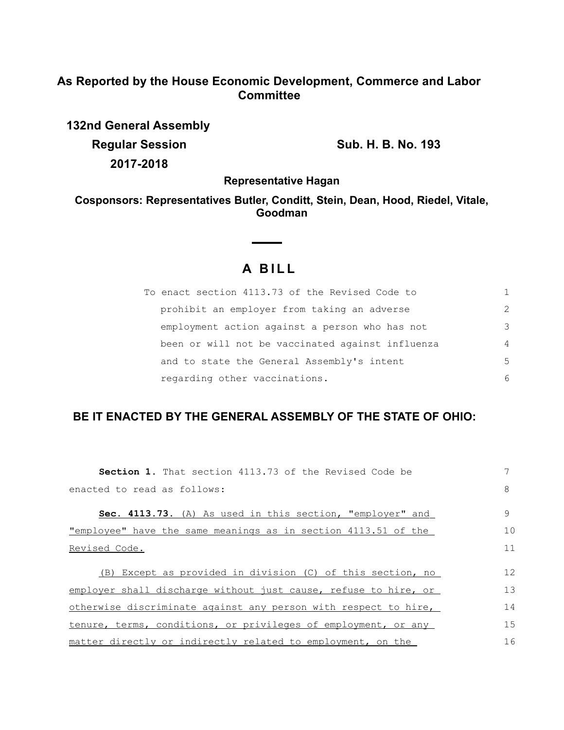**As Reported by the House Economic Development, Commerce and Labor Committee**

**132nd General Assembly**

**Regular Session** **Sub. H. B. No. 193**

**2017-2018**

**Representative Hagan**

**Cosponsors: Representatives Butler, Conditt, Stein, Dean, Hood, Riedel, Vitale, Goodman**

# A BILL

To enact section 4113.73 of the Revised Code to prohibit an employer from taking an adverse employment action against a person who has not been or will not be vaccinated against influenza and to state the General Assembly's intent regarding other vaccinations.

## BE IT ENACTED BY THE GENERAL ASSEMBLY OF THE STATE OF OHIO:

**Section 1.** That section 4113.73 of the Revised Code be enacted to read as follows:

**Sec. 4113.73.** (A) As used in this section, "employer" and "employee" have the same meanings as in section 4113.51 of the Revised Code.

(B) Except as provided in division (C) of this section, no employer shall discharge without just cause, refuse to hire, or otherwise discriminate against any person with respect to hire, tenure, terms, conditions, or privileges of employment, or any matter directly or indirectly related to employment, on the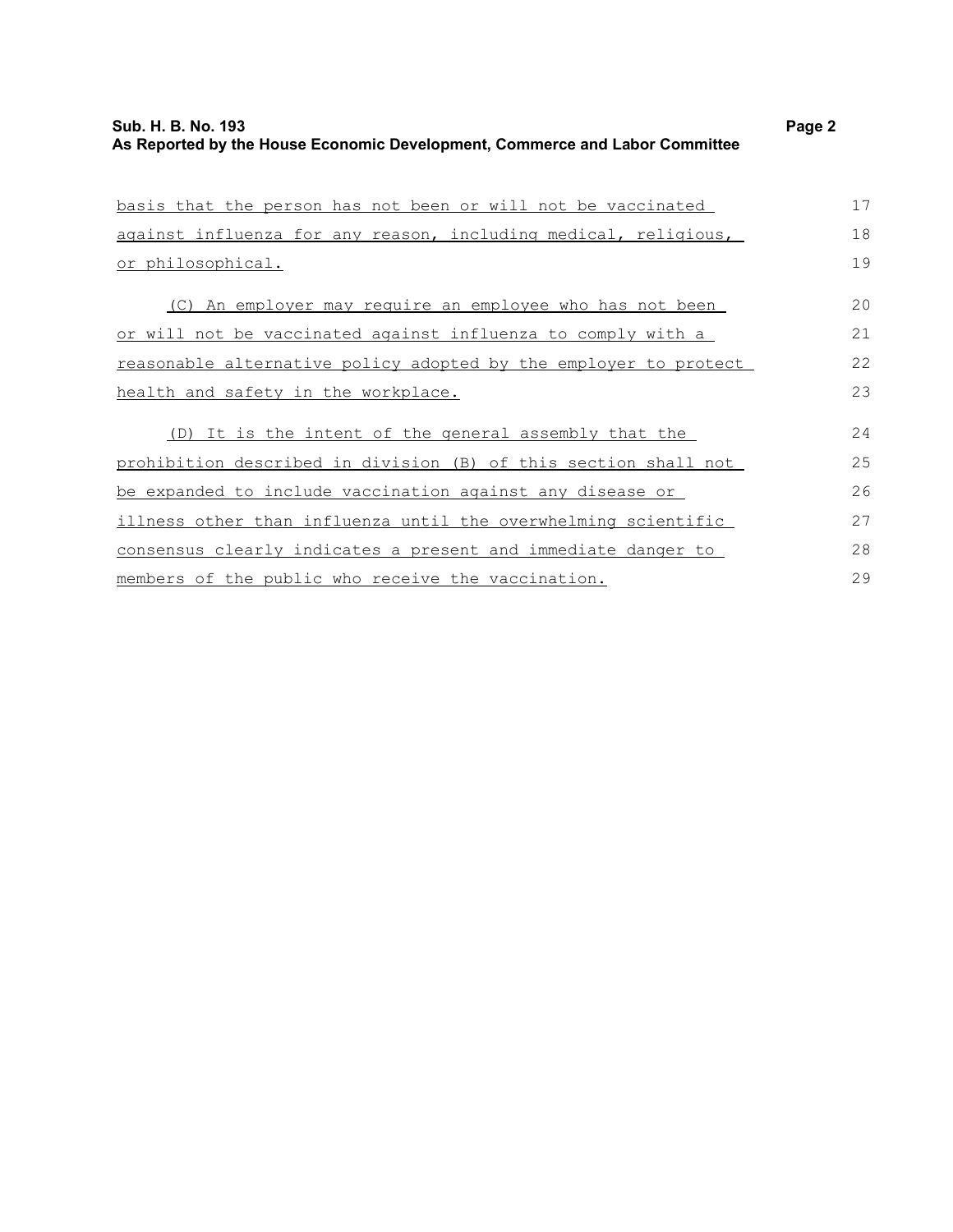basis that the person has not been or will not be vaccinated against influenza for any reason, including medical, religious, or philosophical.

(C) An employer may require an employee who has not been or will not be vaccinated against influenza to comply with a reasonable alternative policy adopted by the employer to protect health and safety in the workplace.

(D) It is the intent of the general assembly that the prohibition described in division (B) of this section shall not be expanded to include vaccination against any disease or illness other than influenza until the overwhelming scientific consensus clearly indicates a present and immediate danger to members of the public who receive the vaccination.